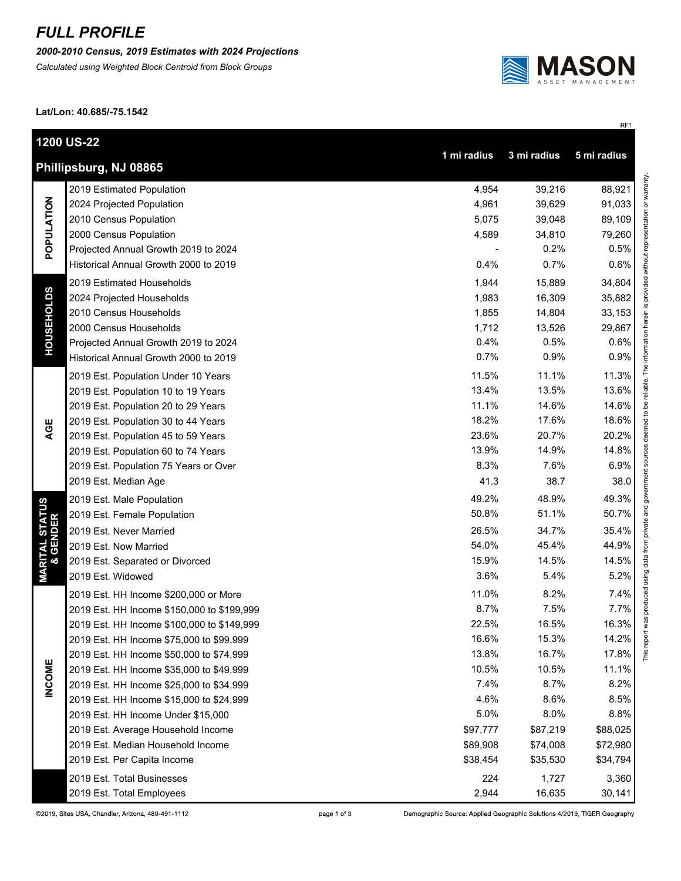# FULL PROFILE

***2000-2010 Census, 2019 Estimates with 2024 Projections***

*Calculated using Weighted Block Centroid from Block Groups*

**Lat/Lon: 40.685/-75.1542**

RF1

## 1200 US-22

## Phillipsburg, NJ 08865

| Category | | 1 mi radius | 3 mi radius | 5 mi radius |
|---|---|---|---|---|
| **POPULATION** | 2019 Estimated Population | 4,954 | 39,216 | 88,921 |
| | 2024 Projected Population | 4,961 | 39,629 | 91,033 |
| | 2010 Census Population | 5,075 | 39,048 | 89,109 |
| | 2000 Census Population | 4,589 | 34,810 | 79,260 |
| | Projected Annual Growth 2019 to 2024 | - | 0.2% | 0.5% |
| | Historical Annual Growth 2000 to 2019 | 0.4% | 0.7% | 0.6% |
| **HOUSEHOLDS** | 2019 Estimated Households | 1,944 | 15,889 | 34,804 |
| | 2024 Projected Households | 1,983 | 16,309 | 35,882 |
| | 2010 Census Households | 1,855 | 14,804 | 33,153 |
| | 2000 Census Households | 1,712 | 13,526 | 29,867 |
| | Projected Annual Growth 2019 to 2024 | 0.4% | 0.5% | 0.6% |
| | Historical Annual Growth 2000 to 2019 | 0.7% | 0.9% | 0.9% |
| **AGE** | 2019 Est. Population Under 10 Years | 11.5% | 11.1% | 11.3% |
| | 2019 Est. Population 10 to 19 Years | 13.4% | 13.5% | 13.6% |
| | 2019 Est. Population 20 to 29 Years | 11.1% | 14.6% | 14.6% |
| | 2019 Est. Population 30 to 44 Years | 18.2% | 17.6% | 18.6% |
| | 2019 Est. Population 45 to 59 Years | 23.6% | 20.7% | 20.2% |
| | 2019 Est. Population 60 to 74 Years | 13.9% | 14.9% | 14.8% |
| | 2019 Est. Population 75 Years or Over | 8.3% | 7.6% | 6.9% |
| | 2019 Est. Median Age | 41.3 | 38.7 | 38.0 |
| **MARITAL STATUS & GENDER** | 2019 Est. Male Population | 49.2% | 48.9% | 49.3% |
| | 2019 Est. Female Population | 50.8% | 51.1% | 50.7% |
| | 2019 Est. Never Married | 26.5% | 34.7% | 35.4% |
| | 2019 Est. Now Married | 54.0% | 45.4% | 44.9% |
| | 2019 Est. Separated or Divorced | 15.9% | 14.5% | 14.5% |
| | 2019 Est. Widowed | 3.6% | 5.4% | 5.2% |
| **INCOME** | 2019 Est. HH Income $200,000 or More | 11.0% | 8.2% | 7.4% |
| | 2019 Est. HH Income $150,000 to $199,999 | 8.7% | 7.5% | 7.7% |
| | 2019 Est. HH Income $100,000 to $149,999 | 22.5% | 16.5% | 16.3% |
| | 2019 Est. HH Income $75,000 to $99,999 | 16.6% | 15.3% | 14.2% |
| | 2019 Est. HH Income $50,000 to $74,999 | 13.8% | 16.7% | 17.8% |
| | 2019 Est. HH Income $35,000 to $49,999 | 10.5% | 10.5% | 11.1% |
| | 2019 Est. HH Income $25,000 to $34,999 | 7.4% | 8.7% | 8.2% |
| | 2019 Est. HH Income $15,000 to $24,999 | 4.6% | 8.6% | 8.5% |
| | 2019 Est. HH Income Under $15,000 | 5.0% | 8.0% | 8.8% |
| | 2019 Est. Average Household Income | $97,777 | $87,219 | $88,025 |
| | 2019 Est. Median Household Income | $89,908 | $74,008 | $72,980 |
| | 2019 Est. Per Capita Income | $38,454 | $35,530 | $34,794 |
| | 2019 Est. Total Businesses | 224 | 1,727 | 3,360 |
| | 2019 Est. Total Employees | 2,944 | 16,635 | 30,141 |

This report was produced using data from private and government sources deemed to be reliable. The information herein is provided without representation or warranty.

©2019, Sites USA, Chandler, Arizona, 480-491-1112

Demographic Source: Applied Geographic Solutions 4/2019, TIGER Geography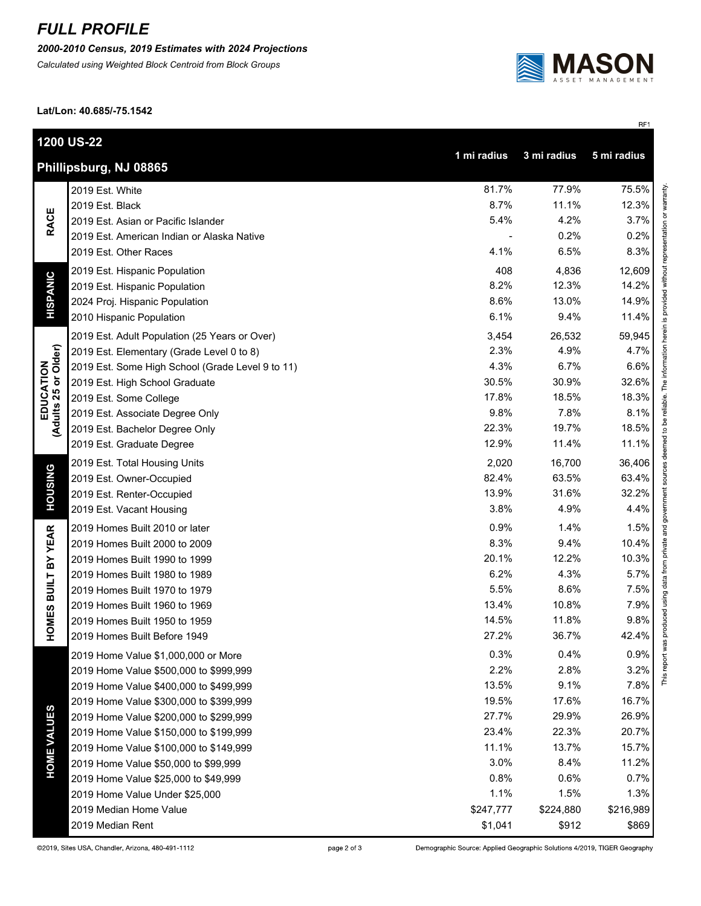# FULL PROFILE

***2000-2010 Census, 2019 Estimates with 2024 Projections***

*Calculated using Weighted Block Centroid from Block Groups*

**Lat/Lon: 40.685/-75.1542**

RF1

| **1200 US-22 Phillipsburg, NJ 08865** | | **1 mi radius** | **3 mi radius** | **5 mi radius** |
|---|---|---|---|---|
| **RACE** | 2019 Est. White | 81.7% | 77.9% | 75.5% |
| | 2019 Est. Black | 8.7% | 11.1% | 12.3% |
| | 2019 Est. Asian or Pacific Islander | 5.4% | 4.2% | 3.7% |
| | 2019 Est. American Indian or Alaska Native | - | 0.2% | 0.2% |
| | 2019 Est. Other Races | 4.1% | 6.5% | 8.3% |
| **HISPANIC** | 2019 Est. Hispanic Population | 408 | 4,836 | 12,609 |
| | 2019 Est. Hispanic Population | 8.2% | 12.3% | 14.2% |
| | 2024 Proj. Hispanic Population | 8.6% | 13.0% | 14.9% |
| | 2010 Hispanic Population | 6.1% | 9.4% | 11.4% |
| **EDUCATION (Adults 25 or Older)** | 2019 Est. Adult Population (25 Years or Over) | 3,454 | 26,532 | 59,945 |
| | 2019 Est. Elementary (Grade Level 0 to 8) | 2.3% | 4.9% | 4.7% |
| | 2019 Est. Some High School (Grade Level 9 to 11) | 4.3% | 6.7% | 6.6% |
| | 2019 Est. High School Graduate | 30.5% | 30.9% | 32.6% |
| | 2019 Est. Some College | 17.8% | 18.5% | 18.3% |
| | 2019 Est. Associate Degree Only | 9.8% | 7.8% | 8.1% |
| | 2019 Est. Bachelor Degree Only | 22.3% | 19.7% | 18.5% |
| | 2019 Est. Graduate Degree | 12.9% | 11.4% | 11.1% |
| **HOUSING** | 2019 Est. Total Housing Units | 2,020 | 16,700 | 36,406 |
| | 2019 Est. Owner-Occupied | 82.4% | 63.5% | 63.4% |
| | 2019 Est. Renter-Occupied | 13.9% | 31.6% | 32.2% |
| | 2019 Est. Vacant Housing | 3.8% | 4.9% | 4.4% |
| **HOMES BUILT BY YEAR** | 2019 Homes Built 2010 or later | 0.9% | 1.4% | 1.5% |
| | 2019 Homes Built 2000 to 2009 | 8.3% | 9.4% | 10.4% |
| | 2019 Homes Built 1990 to 1999 | 20.1% | 12.2% | 10.3% |
| | 2019 Homes Built 1980 to 1989 | 6.2% | 4.3% | 5.7% |
| | 2019 Homes Built 1970 to 1979 | 5.5% | 8.6% | 7.5% |
| | 2019 Homes Built 1960 to 1969 | 13.4% | 10.8% | 7.9% |
| | 2019 Homes Built 1950 to 1959 | 14.5% | 11.8% | 9.8% |
| | 2019 Homes Built Before 1949 | 27.2% | 36.7% | 42.4% |
| **HOME VALUES** | 2019 Home Value $1,000,000 or More | 0.3% | 0.4% | 0.9% |
| | 2019 Home Value $500,000 to $999,999 | 2.2% | 2.8% | 3.2% |
| | 2019 Home Value $400,000 to $499,999 | 13.5% | 9.1% | 7.8% |
| | 2019 Home Value $300,000 to $399,999 | 19.5% | 17.6% | 16.7% |
| | 2019 Home Value $200,000 to $299,999 | 27.7% | 29.9% | 26.9% |
| | 2019 Home Value $150,000 to $199,999 | 23.4% | 22.3% | 20.7% |
| | 2019 Home Value $100,000 to $149,999 | 11.1% | 13.7% | 15.7% |
| | 2019 Home Value $50,000 to $99,999 | 3.0% | 8.4% | 11.2% |
| | 2019 Home Value $25,000 to $49,999 | 0.8% | 0.6% | 0.7% |
| | 2019 Home Value Under $25,000 | 1.1% | 1.5% | 1.3% |
| | 2019 Median Home Value | $247,777 | $224,880 | $216,989 |
| | 2019 Median Rent | $1,041 | $912 | $869 |

This report was produced using data from private and government sources deemed to be reliable. The information herein is provided without representation or warranty.

©2019, Sites USA, Chandler, Arizona, 480-491-1112

Demographic Source: Applied Geographic Solutions 4/2019, TIGER Geography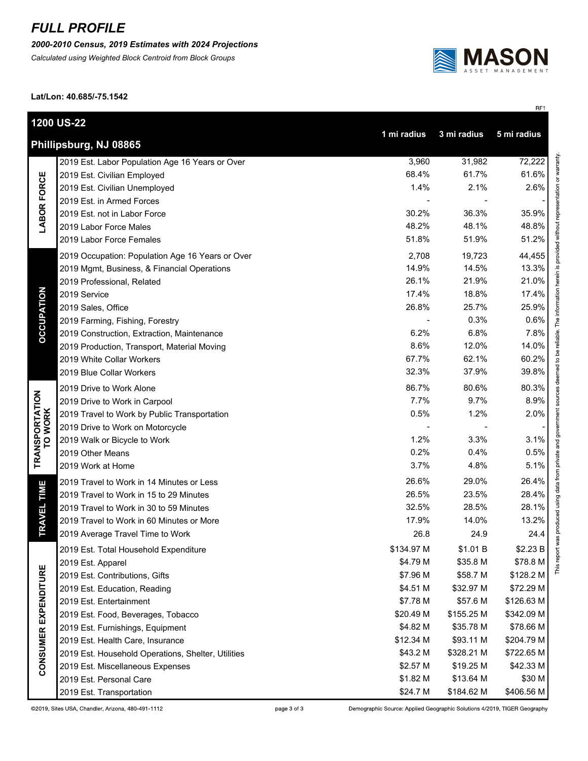# FULL PROFILE

***2000-2010 Census, 2019 Estimates with 2024 Projections***

*Calculated using Weighted Block Centroid from Block Groups*

MASON ASSET MANAGEMENT

**Lat/Lon: 40.685/-75.1542**

RF1

| 1200 US-22 Phillipsburg, NJ 08865 | | 1 mi radius | 3 mi radius | 5 mi radius |
|---|---|---|---|---|
| LABOR FORCE | 2019 Est. Labor Population Age 16 Years or Over | 3,960 | 31,982 | 72,222 |
| | 2019 Est. Civilian Employed | 68.4% | 61.7% | 61.6% |
| | 2019 Est. Civilian Unemployed | 1.4% | 2.1% | 2.6% |
| | 2019 Est. in Armed Forces | - | - | - |
| | 2019 Est. not in Labor Force | 30.2% | 36.3% | 35.9% |
| | 2019 Labor Force Males | 48.2% | 48.1% | 48.8% |
| | 2019 Labor Force Females | 51.8% | 51.9% | 51.2% |
| OCCUPATION | 2019 Occupation: Population Age 16 Years or Over | 2,708 | 19,723 | 44,455 |
| | 2019 Mgmt, Business, & Financial Operations | 14.9% | 14.5% | 13.3% |
| | 2019 Professional, Related | 26.1% | 21.9% | 21.0% |
| | 2019 Service | 17.4% | 18.8% | 17.4% |
| | 2019 Sales, Office | 26.8% | 25.7% | 25.9% |
| | 2019 Farming, Fishing, Forestry | - | 0.3% | 0.6% |
| | 2019 Construction, Extraction, Maintenance | 6.2% | 6.8% | 7.8% |
| | 2019 Production, Transport, Material Moving | 8.6% | 12.0% | 14.0% |
| | 2019 White Collar Workers | 67.7% | 62.1% | 60.2% |
| | 2019 Blue Collar Workers | 32.3% | 37.9% | 39.8% |
| TRANSPORTATION TO WORK | 2019 Drive to Work Alone | 86.7% | 80.6% | 80.3% |
| | 2019 Drive to Work in Carpool | 7.7% | 9.7% | 8.9% |
| | 2019 Travel to Work by Public Transportation | 0.5% | 1.2% | 2.0% |
| | 2019 Drive to Work on Motorcycle | - | - | - |
| | 2019 Walk or Bicycle to Work | 1.2% | 3.3% | 3.1% |
| | 2019 Other Means | 0.2% | 0.4% | 0.5% |
| | 2019 Work at Home | 3.7% | 4.8% | 5.1% |
| TRAVEL TIME | 2019 Travel to Work in 14 Minutes or Less | 26.6% | 29.0% | 26.4% |
| | 2019 Travel to Work in 15 to 29 Minutes | 26.5% | 23.5% | 28.4% |
| | 2019 Travel to Work in 30 to 59 Minutes | 32.5% | 28.5% | 28.1% |
| | 2019 Travel to Work in 60 Minutes or More | 17.9% | 14.0% | 13.2% |
| | 2019 Average Travel Time to Work | 26.8 | 24.9 | 24.4 |
| CONSUMER EXPENDITURE | 2019 Est. Total Household Expenditure | $134.97 M | $1.01 B | $2.23 B |
| | 2019 Est. Apparel | $4.79 M | $35.8 M | $78.8 M |
| | 2019 Est. Contributions, Gifts | $7.96 M | $58.7 M | $128.2 M |
| | 2019 Est. Education, Reading | $4.51 M | $32.97 M | $72.29 M |
| | 2019 Est. Entertainment | $7.78 M | $57.6 M | $126.63 M |
| | 2019 Est. Food, Beverages, Tobacco | $20.49 M | $155.25 M | $342.09 M |
| | 2019 Est. Furnishings, Equipment | $4.82 M | $35.78 M | $78.66 M |
| | 2019 Est. Health Care, Insurance | $12.34 M | $93.11 M | $204.79 M |
| | 2019 Est. Household Operations, Shelter, Utilities | $43.2 M | $328.21 M | $722.65 M |
| | 2019 Est. Miscellaneous Expenses | $2.57 M | $19.25 M | $42.33 M |
| | 2019 Est. Personal Care | $1.82 M | $13.64 M | $30 M |
| | 2019 Est. Transportation | $24.7 M | $184.62 M | $406.56 M |

This report was produced using data from private and government sources deemed to be reliable. The information herein is provided without representation or warranty.

©2019, Sites USA, Chandler, Arizona, 480-491-1112

Demographic Source: Applied Geographic Solutions 4/2019, TIGER Geography